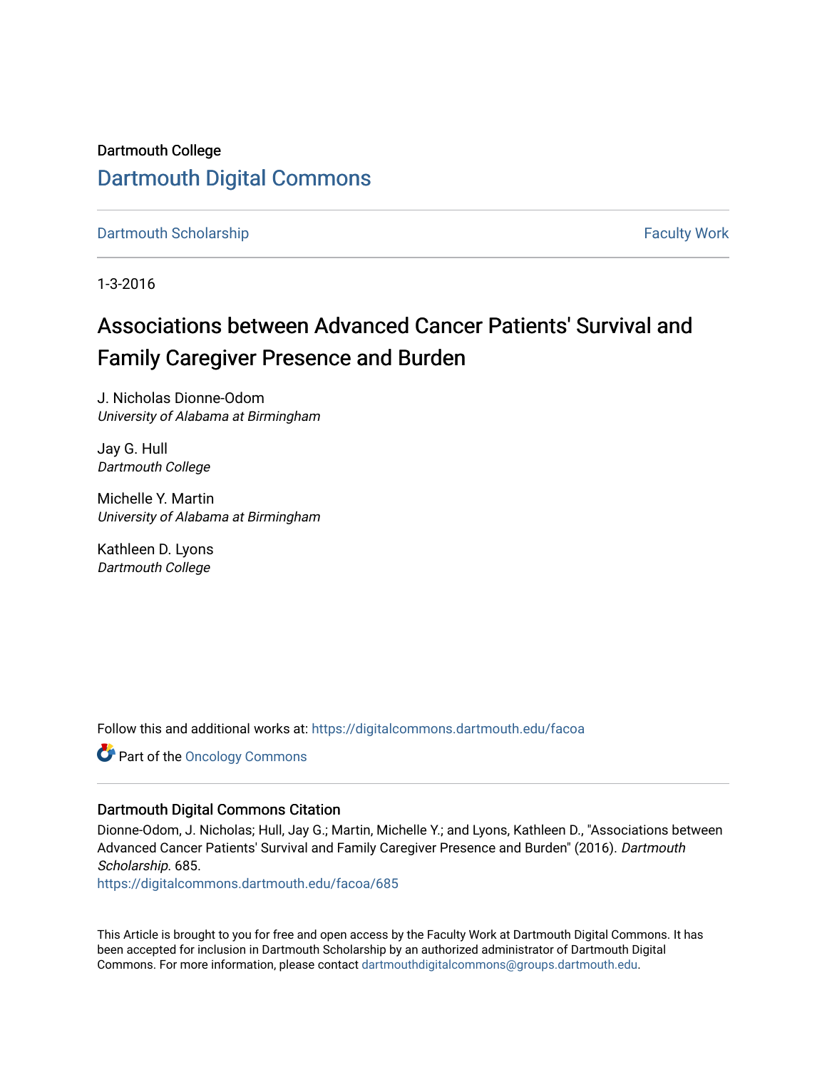Dartmouth College

# Dartmouth Digital Commons

Dartmouth Scholarship | Faculty Work

1-3-2016

# Associations between Advanced Cancer Patients' Survival and Family Caregiver Presence and Burden

J. Nicholas Dionne-Odom
*University of Alabama at Birmingham*

Jay G. Hull
*Dartmouth College*

Michelle Y. Martin
*University of Alabama at Birmingham*

Kathleen D. Lyons
*Dartmouth College*

Follow this and additional works at: https://digitalcommons.dartmouth.edu/facoa

Part of the Oncology Commons

### Dartmouth Digital Commons Citation

Dionne-Odom, J. Nicholas; Hull, Jay G.; Martin, Michelle Y.; and Lyons, Kathleen D., "Associations between Advanced Cancer Patients' Survival and Family Caregiver Presence and Burden" (2016). *Dartmouth Scholarship*. 685.
https://digitalcommons.dartmouth.edu/facoa/685

This Article is brought to you for free and open access by the Faculty Work at Dartmouth Digital Commons. It has been accepted for inclusion in Dartmouth Scholarship by an authorized administrator of Dartmouth Digital Commons. For more information, please contact dartmouthdigitalcommons@groups.dartmouth.edu.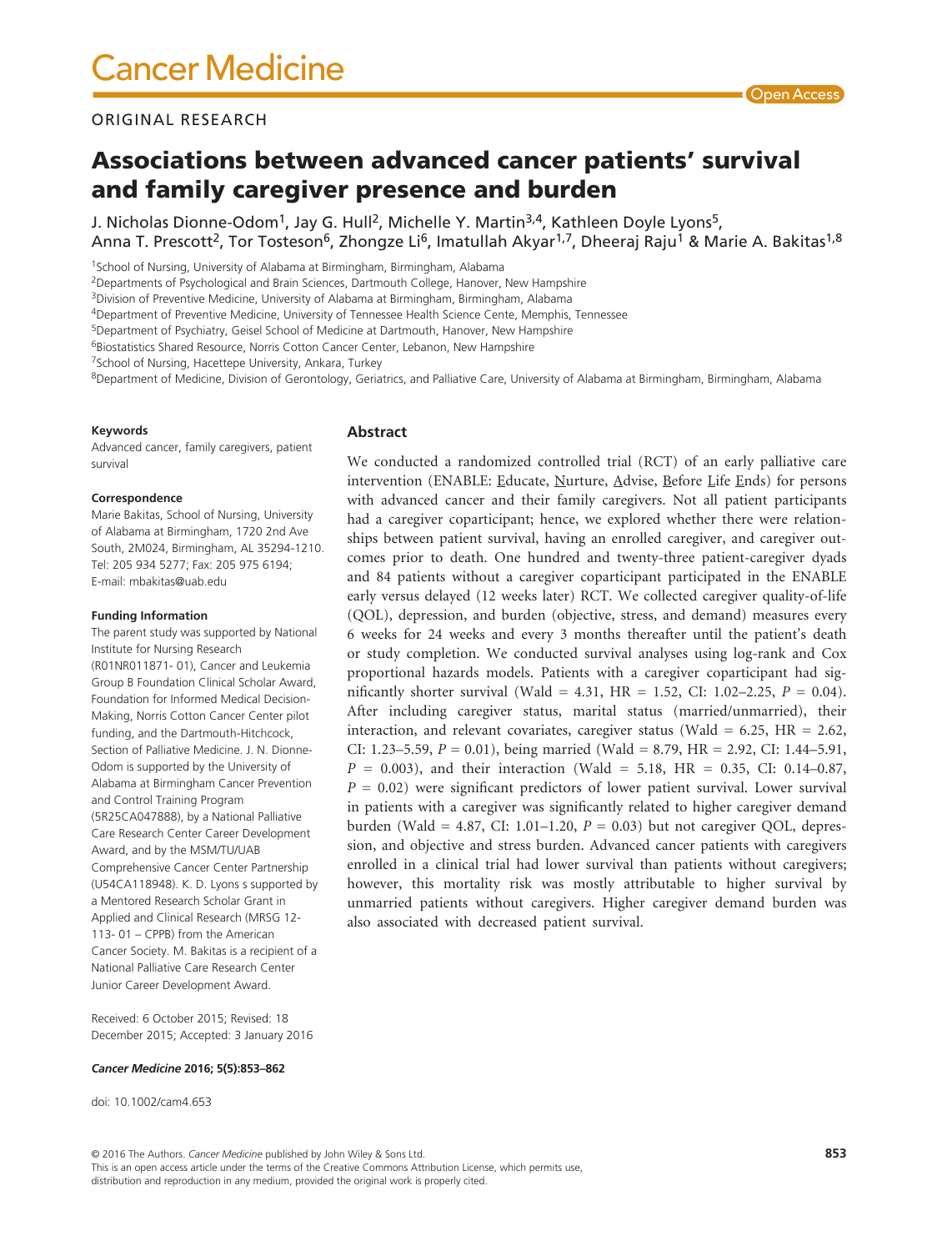ORIGINAL RESEARCH

# Associations between advanced cancer patients' survival and family caregiver presence and burden

J. Nicholas Dionne-Odom[1], Jay G. Hull[2], Michelle Y. Martin[3,4], Kathleen Doyle Lyons[5], Anna T. Prescott[2], Tor Tosteson[6], Zhongze Li[6], Imatullah Akyar[1,7], Dheeraj Raju[1] & Marie A. Bakitas[1,8]

[1]School of Nursing, University of Alabama at Birmingham, Birmingham, Alabama
[2]Departments of Psychological and Brain Sciences, Dartmouth College, Hanover, New Hampshire
[3]Division of Preventive Medicine, University of Alabama at Birmingham, Birmingham, Alabama
[4]Department of Preventive Medicine, University of Tennessee Health Science Cente, Memphis, Tennessee
[5]Department of Psychiatry, Geisel School of Medicine at Dartmouth, Hanover, New Hampshire
[6]Biostatistics Shared Resource, Norris Cotton Cancer Center, Lebanon, New Hampshire
[7]School of Nursing, Hacettepe University, Ankara, Turkey
[8]Department of Medicine, Division of Gerontology, Geriatrics, and Palliative Care, University of Alabama at Birmingham, Birmingham, Alabama

#### Keywords

Advanced cancer, family caregivers, patient survival

#### Correspondence

Marie Bakitas, School of Nursing, University of Alabama at Birmingham, 1720 2nd Ave South, 2M024, Birmingham, AL 35294-1210. Tel: 205 934 5277; Fax: 205 975 6194; E-mail: mbakitas@uab.edu

#### Funding Information

The parent study was supported by National Institute for Nursing Research (R01NR011871- 01), Cancer and Leukemia Group B Foundation Clinical Scholar Award, Foundation for Informed Medical Decision-Making, Norris Cotton Cancer Center pilot funding, and the Dartmouth-Hitchcock, Section of Palliative Medicine. J. N. Dionne-Odom is supported by the University of Alabama at Birmingham Cancer Prevention and Control Training Program (5R25CA047888), by a National Palliative Care Research Center Career Development Award, and by the MSM/TU/UAB Comprehensive Cancer Center Partnership (U54CA118948). K. D. Lyons s supported by a Mentored Research Scholar Grant in Applied and Clinical Research (MRSG 12-113- 01 – CPPB) from the American Cancer Society. M. Bakitas is a recipient of a National Palliative Care Research Center Junior Career Development Award.

Received: 6 October 2015; Revised: 18 December 2015; Accepted: 3 January 2016

*Cancer Medicine* 2016; 5(5):853–862

doi: 10.1002/cam4.653

## Abstract

We conducted a randomized controlled trial (RCT) of an early palliative care intervention (ENABLE: Educate, Nurture, Advise, Before Life Ends) for persons with advanced cancer and their family caregivers. Not all patient participants had a caregiver coparticipant; hence, we explored whether there were relationships between patient survival, having an enrolled caregiver, and caregiver outcomes prior to death. One hundred and twenty-three patient-caregiver dyads and 84 patients without a caregiver coparticipant participated in the ENABLE early versus delayed (12 weeks later) RCT. We collected caregiver quality-of-life (QOL), depression, and burden (objective, stress, and demand) measures every 6 weeks for 24 weeks and every 3 months thereafter until the patient's death or study completion. We conducted survival analyses using log-rank and Cox proportional hazards models. Patients with a caregiver coparticipant had significantly shorter survival (Wald = 4.31, HR = 1.52, CI: 1.02–2.25, $P = 0.04$). After including caregiver status, marital status (married/unmarried), their interaction, and relevant covariates, caregiver status (Wald = 6.25, HR = 2.62, CI: 1.23–5.59, $P = 0.01$), being married (Wald = 8.79, HR = 2.92, CI: 1.44–5.91, $P = 0.003$), and their interaction (Wald = 5.18, HR = 0.35, CI: 0.14–0.87, $P = 0.02$) were significant predictors of lower patient survival. Lower survival in patients with a caregiver was significantly related to higher caregiver demand burden (Wald = 4.87, CI: 1.01–1.20, $P = 0.03$) but not caregiver QOL, depression, and objective and stress burden. Advanced cancer patients with caregivers enrolled in a clinical trial had lower survival than patients without caregivers; however, this mortality risk was mostly attributable to higher survival by unmarried patients without caregivers. Higher caregiver demand burden was also associated with decreased patient survival.

© 2016 The Authors. *Cancer Medicine* published by John Wiley & Sons Ltd.
This is an open access article under the terms of the Creative Commons Attribution License, which permits use, distribution and reproduction in any medium, provided the original work is properly cited.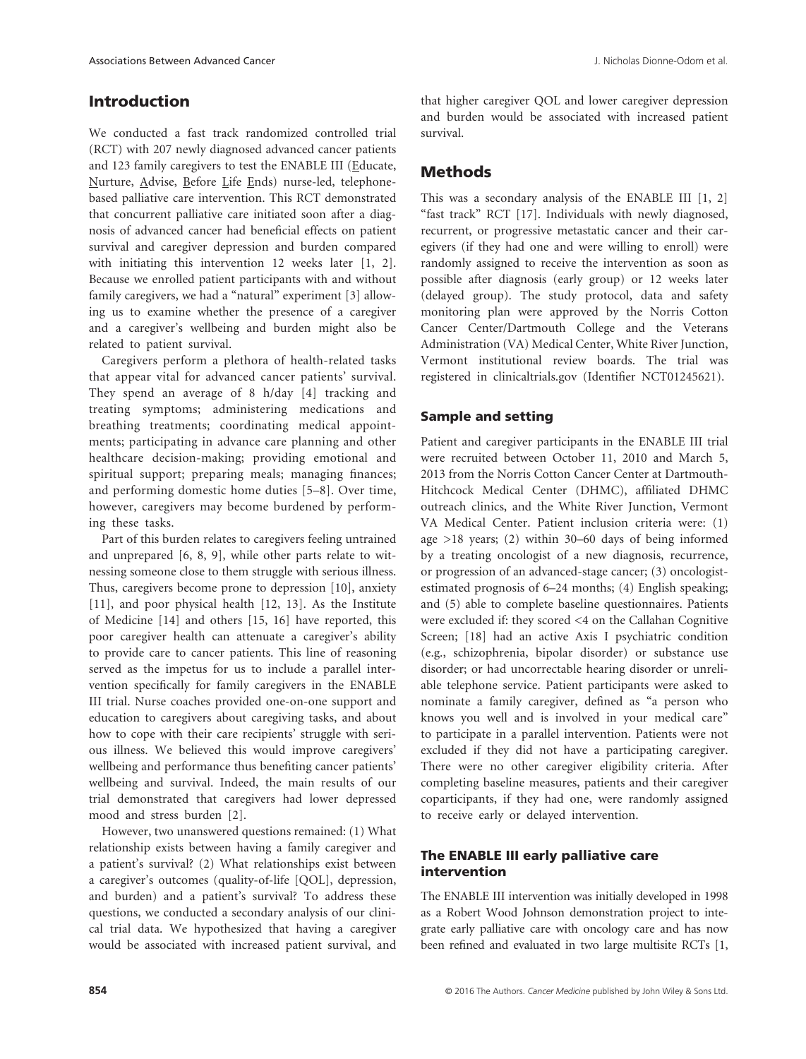## Introduction

We conducted a fast track randomized controlled trial (RCT) with 207 newly diagnosed advanced cancer patients and 123 family caregivers to test the ENABLE III (Educate, Nurture, Advise, Before Life Ends) nurse-led, telephone-based palliative care intervention. This RCT demonstrated that concurrent palliative care initiated soon after a diagnosis of advanced cancer had beneficial effects on patient survival and caregiver depression and burden compared with initiating this intervention 12 weeks later [1, 2]. Because we enrolled patient participants with and without family caregivers, we had a "natural" experiment [3] allowing us to examine whether the presence of a caregiver and a caregiver's wellbeing and burden might also be related to patient survival.

Caregivers perform a plethora of health-related tasks that appear vital for advanced cancer patients' survival. They spend an average of 8 h/day [4] tracking and treating symptoms; administering medications and breathing treatments; coordinating medical appointments; participating in advance care planning and other healthcare decision-making; providing emotional and spiritual support; preparing meals; managing finances; and performing domestic home duties [5–8]. Over time, however, caregivers may become burdened by performing these tasks.

Part of this burden relates to caregivers feeling untrained and unprepared [6, 8, 9], while other parts relate to witnessing someone close to them struggle with serious illness. Thus, caregivers become prone to depression [10], anxiety [11], and poor physical health [12, 13]. As the Institute of Medicine [14] and others [15, 16] have reported, this poor caregiver health can attenuate a caregiver's ability to provide care to cancer patients. This line of reasoning served as the impetus for us to include a parallel intervention specifically for family caregivers in the ENABLE III trial. Nurse coaches provided one-on-one support and education to caregivers about caregiving tasks, and about how to cope with their care recipients' struggle with serious illness. We believed this would improve caregivers' wellbeing and performance thus benefiting cancer patients' wellbeing and survival. Indeed, the main results of our trial demonstrated that caregivers had lower depressed mood and stress burden [2].

However, two unanswered questions remained: (1) What relationship exists between having a family caregiver and a patient's survival? (2) What relationships exist between a caregiver's outcomes (quality-of-life [QOL], depression, and burden) and a patient's survival? To address these questions, we conducted a secondary analysis of our clinical trial data. We hypothesized that having a caregiver would be associated with increased patient survival, and that higher caregiver QOL and lower caregiver depression and burden would be associated with increased patient survival.

## Methods

This was a secondary analysis of the ENABLE III [1, 2] "fast track" RCT [17]. Individuals with newly diagnosed, recurrent, or progressive metastatic cancer and their caregivers (if they had one and were willing to enroll) were randomly assigned to receive the intervention as soon as possible after diagnosis (early group) or 12 weeks later (delayed group). The study protocol, data and safety monitoring plan were approved by the Norris Cotton Cancer Center/Dartmouth College and the Veterans Administration (VA) Medical Center, White River Junction, Vermont institutional review boards. The trial was registered in clinicaltrials.gov (Identifier NCT01245621).

### Sample and setting

Patient and caregiver participants in the ENABLE III trial were recruited between October 11, 2010 and March 5, 2013 from the Norris Cotton Cancer Center at Dartmouth-Hitchcock Medical Center (DHMC), affiliated DHMC outreach clinics, and the White River Junction, Vermont VA Medical Center. Patient inclusion criteria were: (1) age >18 years; (2) within 30–60 days of being informed by a treating oncologist of a new diagnosis, recurrence, or progression of an advanced-stage cancer; (3) oncologist-estimated prognosis of 6–24 months; (4) English speaking; and (5) able to complete baseline questionnaires. Patients were excluded if: they scored <4 on the Callahan Cognitive Screen; [18] had an active Axis I psychiatric condition (e.g., schizophrenia, bipolar disorder) or substance use disorder; or had uncorrectable hearing disorder or unreliable telephone service. Patient participants were asked to nominate a family caregiver, defined as "a person who knows you well and is involved in your medical care" to participate in a parallel intervention. Patients were not excluded if they did not have a participating caregiver. There were no other caregiver eligibility criteria. After completing baseline measures, patients and their caregiver coparticipants, if they had one, were randomly assigned to receive early or delayed intervention.

### The ENABLE III early palliative care intervention

The ENABLE III intervention was initially developed in 1998 as a Robert Wood Johnson demonstration project to integrate early palliative care with oncology care and has now been refined and evaluated in two large multisite RCTs [1,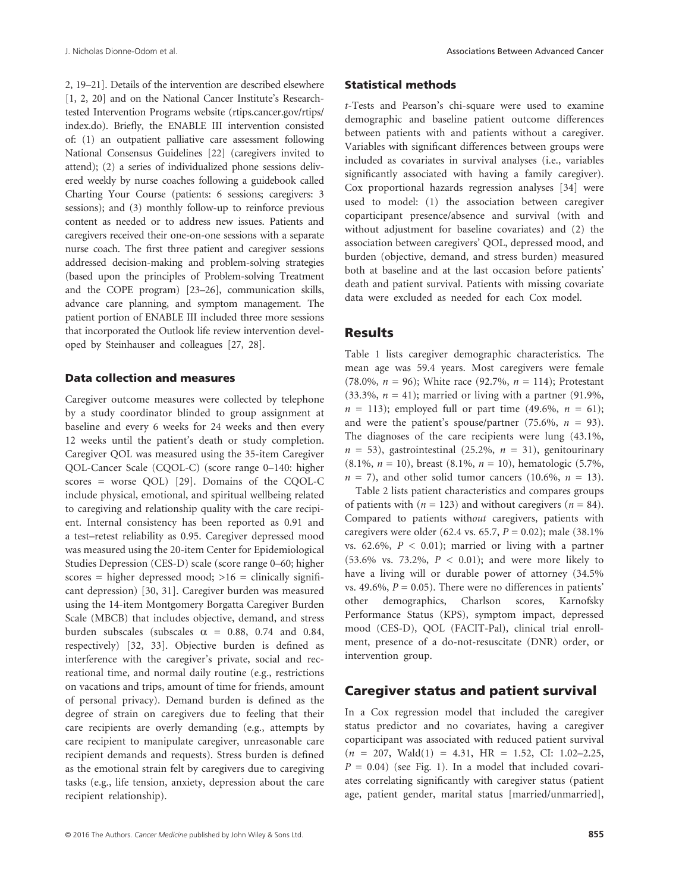2, 19–21]. Details of the intervention are described elsewhere [1, 2, 20] and on the National Cancer Institute's Research-tested Intervention Programs website (rtips.cancer.gov/rtips/index.do). Briefly, the ENABLE III intervention consisted of: (1) an outpatient palliative care assessment following National Consensus Guidelines [22] (caregivers invited to attend); (2) a series of individualized phone sessions delivered weekly by nurse coaches following a guidebook called Charting Your Course (patients: 6 sessions; caregivers: 3 sessions); and (3) monthly follow-up to reinforce previous content as needed or to address new issues. Patients and caregivers received their one-on-one sessions with a separate nurse coach. The first three patient and caregiver sessions addressed decision-making and problem-solving strategies (based upon the principles of Problem-solving Treatment and the COPE program) [23–26], communication skills, advance care planning, and symptom management. The patient portion of ENABLE III included three more sessions that incorporated the Outlook life review intervention developed by Steinhauser and colleagues [27, 28].

### Data collection and measures

Caregiver outcome measures were collected by telephone by a study coordinator blinded to group assignment at baseline and every 6 weeks for 24 weeks and then every 12 weeks until the patient's death or study completion. Caregiver QOL was measured using the 35-item Caregiver QOL-Cancer Scale (CQOL-C) (score range 0–140: higher scores = worse QOL) [29]. Domains of the CQOL-C include physical, emotional, and spiritual wellbeing related to caregiving and relationship quality with the care recipient. Internal consistency has been reported as 0.91 and a test–retest reliability as 0.95. Caregiver depressed mood was measured using the 20-item Center for Epidemiological Studies Depression (CES-D) scale (score range 0–60; higher scores = higher depressed mood; >16 = clinically significant depression) [30, 31]. Caregiver burden was measured using the 14-item Montgomery Borgatta Caregiver Burden Scale (MBCB) that includes objective, demand, and stress burden subscales (subscales $\alpha$ = 0.88, 0.74 and 0.84, respectively) [32, 33]. Objective burden is defined as interference with the caregiver's private, social and recreational time, and normal daily routine (e.g., restrictions on vacations and trips, amount of time for friends, amount of personal privacy). Demand burden is defined as the degree of strain on caregivers due to feeling that their care recipients are overly demanding (e.g., attempts by care recipient to manipulate caregiver, unreasonable care recipient demands and requests). Stress burden is defined as the emotional strain felt by caregivers due to caregiving tasks (e.g., life tension, anxiety, depression about the care recipient relationship).

### Statistical methods

*t*-Tests and Pearson's chi-square were used to examine demographic and baseline patient outcome differences between patients with and patients without a caregiver. Variables with significant differences between groups were included as covariates in survival analyses (i.e., variables significantly associated with having a family caregiver). Cox proportional hazards regression analyses [34] were used to model: (1) the association between caregiver coparticipant presence/absence and survival (with and without adjustment for baseline covariates) and (2) the association between caregivers' QOL, depressed mood, and burden (objective, demand, and stress burden) measured both at baseline and at the last occasion before patients' death and patient survival. Patients with missing covariate data were excluded as needed for each Cox model.

## Results

Table 1 lists caregiver demographic characteristics. The mean age was 59.4 years. Most caregivers were female (78.0%, $n$ = 96); White race (92.7%, $n$ = 114); Protestant (33.3%, $n$ = 41); married or living with a partner (91.9%, $n$ = 113); employed full or part time (49.6%, $n$ = 61); and were the patient's spouse/partner (75.6%, $n$ = 93). The diagnoses of the care recipients were lung (43.1%, $n$ = 53), gastrointestinal (25.2%, $n$ = 31), genitourinary (8.1%, $n$ = 10), breast (8.1%, $n$ = 10), hematologic (5.7%, $n$ = 7), and other solid tumor cancers (10.6%, $n$ = 13).

Table 2 lists patient characteristics and compares groups of patients with ($n$ = 123) and without caregivers ($n$ = 84). Compared to patients with*out* caregivers, patients with caregivers were older (62.4 vs. 65.7, $P$ = 0.02); male (38.1% vs. 62.6%, $P$ < 0.01); married or living with a partner (53.6% vs. 73.2%, $P$ < 0.01); and were more likely to have a living will or durable power of attorney (34.5% vs. 49.6%, $P$ = 0.05). There were no differences in patients' other demographics, Charlson scores, Karnofsky Performance Status (KPS), symptom impact, depressed mood (CES-D), QOL (FACIT-Pal), clinical trial enrollment, presence of a do-not-resuscitate (DNR) order, or intervention group.

## Caregiver status and patient survival

In a Cox regression model that included the caregiver status predictor and no covariates, having a caregiver coparticipant was associated with reduced patient survival ($n$ = 207, Wald(1) = 4.31, HR = 1.52, CI: 1.02–2.25, $P$ = 0.04) (see Fig. 1). In a model that included covariates correlating significantly with caregiver status (patient age, patient gender, marital status [married/unmarried],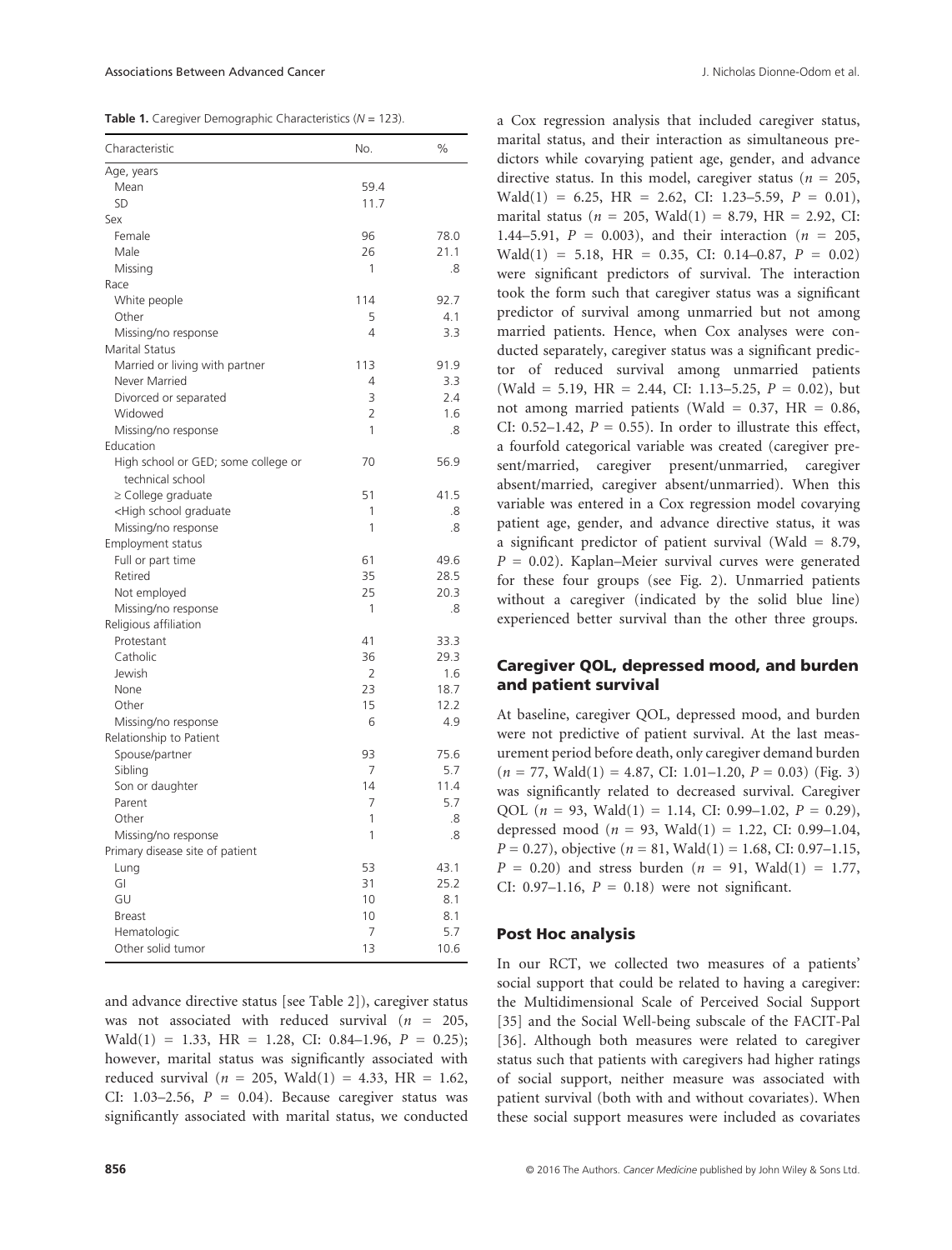**Table 1.** Caregiver Demographic Characteristics (N = 123).

| Characteristic | No. | % |
|---|---|---|
| Age, years | | |
| Mean | 59.4 | |
| SD | 11.7 | |
| Sex | | |
| Female | 96 | 78.0 |
| Male | 26 | 21.1 |
| Missing | 1 | .8 |
| Race | | |
| White people | 114 | 92.7 |
| Other | 5 | 4.1 |
| Missing/no response | 4 | 3.3 |
| Marital Status | | |
| Married or living with partner | 113 | 91.9 |
| Never Married | 4 | 3.3 |
| Divorced or separated | 3 | 2.4 |
| Widowed | 2 | 1.6 |
| Missing/no response | 1 | .8 |
| Education | | |
| High school or GED; some college or technical school | 70 | 56.9 |
| ≥ College graduate | 51 | 41.5 |
| <High school graduate | 1 | .8 |
| Missing/no response | 1 | .8 |
| Employment status | | |
| Full or part time | 61 | 49.6 |
| Retired | 35 | 28.5 |
| Not employed | 25 | 20.3 |
| Missing/no response | 1 | .8 |
| Religious affiliation | | |
| Protestant | 41 | 33.3 |
| Catholic | 36 | 29.3 |
| Jewish | 2 | 1.6 |
| None | 23 | 18.7 |
| Other | 15 | 12.2 |
| Missing/no response | 6 | 4.9 |
| Relationship to Patient | | |
| Spouse/partner | 93 | 75.6 |
| Sibling | 7 | 5.7 |
| Son or daughter | 14 | 11.4 |
| Parent | 7 | 5.7 |
| Other | 1 | .8 |
| Missing/no response | 1 | .8 |
| Primary disease site of patient | | |
| Lung | 53 | 43.1 |
| GI | 31 | 25.2 |
| GU | 10 | 8.1 |
| Breast | 10 | 8.1 |
| Hematologic | 7 | 5.7 |
| Other solid tumor | 13 | 10.6 |

and advance directive status [see Table 2]), caregiver status was not associated with reduced survival ($n$ = 205, Wald(1) = 1.33, HR = 1.28, CI: 0.84–1.96, $P$ = 0.25); however, marital status was significantly associated with reduced survival ($n$ = 205, Wald(1) = 4.33, HR = 1.62, CI: 1.03–2.56, $P$ = 0.04). Because caregiver status was significantly associated with marital status, we conducted a Cox regression analysis that included caregiver status, marital status, and their interaction as simultaneous predictors while covarying patient age, gender, and advance directive status. In this model, caregiver status ($n$ = 205, Wald(1) = 6.25, HR = 2.62, CI: 1.23–5.59, $P$ = 0.01), marital status ($n$ = 205, Wald(1) = 8.79, HR = 2.92, CI: 1.44–5.91, $P$ = 0.003), and their interaction ($n$ = 205, Wald(1) = 5.18, HR = 0.35, CI: 0.14–0.87, $P$ = 0.02) were significant predictors of survival. The interaction took the form such that caregiver status was a significant predictor of survival among unmarried but not among married patients. Hence, when Cox analyses were conducted separately, caregiver status was a significant predictor of reduced survival among unmarried patients (Wald = 5.19, HR = 2.44, CI: 1.13–5.25, $P$ = 0.02), but not among married patients (Wald = 0.37, HR = 0.86, CI: 0.52–1.42, $P$ = 0.55). In order to illustrate this effect, a fourfold categorical variable was created (caregiver present/married, caregiver present/unmarried, caregiver absent/married, caregiver absent/unmarried). When this variable was entered in a Cox regression model covarying patient age, gender, and advance directive status, it was a significant predictor of patient survival (Wald = 8.79, $P$ = 0.02). Kaplan–Meier survival curves were generated for these four groups (see Fig. 2). Unmarried patients without a caregiver (indicated by the solid blue line) experienced better survival than the other three groups.

## Caregiver QOL, depressed mood, and burden and patient survival

At baseline, caregiver QOL, depressed mood, and burden were not predictive of patient survival. At the last measurement period before death, only caregiver demand burden ($n$ = 77, Wald(1) = 4.87, CI: 1.01–1.20, $P$ = 0.03) (Fig. 3) was significantly related to decreased survival. Caregiver QOL ($n$ = 93, Wald(1) = 1.14, CI: 0.99–1.02, $P$ = 0.29), depressed mood ($n$ = 93, Wald(1) = 1.22, CI: 0.99–1.04, $P$ = 0.27), objective ($n$ = 81, Wald(1) = 1.68, CI: 0.97–1.15, $P$ = 0.20) and stress burden ($n$ = 91, Wald(1) = 1.77, CI: 0.97–1.16, $P$ = 0.18) were not significant.

## Post Hoc analysis

In our RCT, we collected two measures of a patients' social support that could be related to having a caregiver: the Multidimensional Scale of Perceived Social Support [35] and the Social Well-being subscale of the FACIT-Pal [36]. Although both measures were related to caregiver status such that patients with caregivers had higher ratings of social support, neither measure was associated with patient survival (both with and without covariates). When these social support measures were included as covariates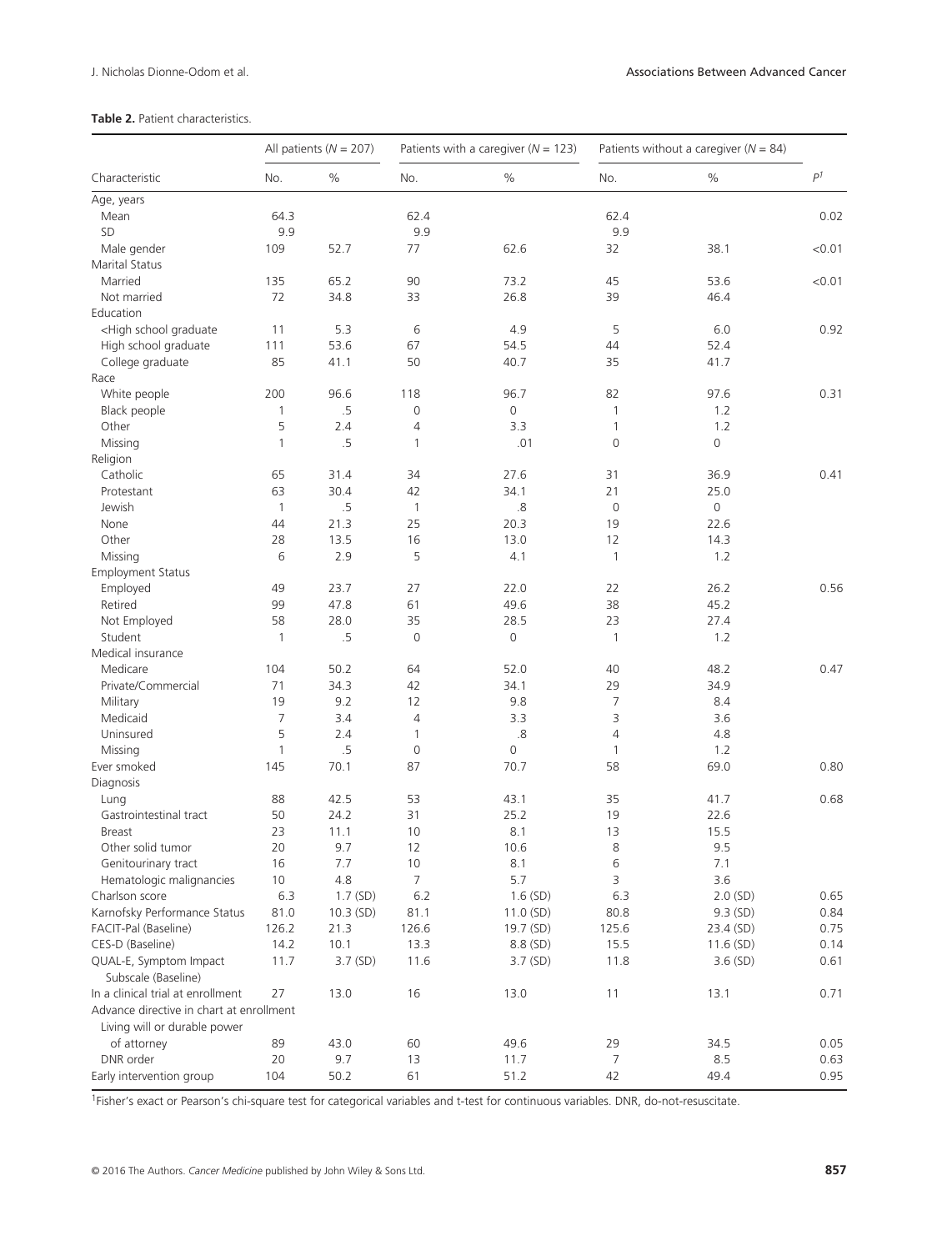**Table 2.** Patient characteristics.

| Characteristic | All patients (N = 207) | | Patients with a caregiver (N = 123) | | Patients without a caregiver (N = 84) | | $P^1$ |
|---|---|---|---|---|---|---|---|
| | No. | % | No. | % | No. | % | |
| Age, years | | | | | | | |
| Mean | 64.3 | | 62.4 | | 62.4 | | 0.02 |
| SD | 9.9 | | 9.9 | | 9.9 | | |
| Male gender | 109 | 52.7 | 77 | 62.6 | 32 | 38.1 | <0.01 |
| Marital Status | | | | | | | |
| Married | 135 | 65.2 | 90 | 73.2 | 45 | 53.6 | <0.01 |
| Not married | 72 | 34.8 | 33 | 26.8 | 39 | 46.4 | |
| Education | | | | | | | |
| <High school graduate | 11 | 5.3 | 6 | 4.9 | 5 | 6.0 | 0.92 |
| High school graduate | 111 | 53.6 | 67 | 54.5 | 44 | 52.4 | |
| College graduate | 85 | 41.1 | 50 | 40.7 | 35 | 41.7 | |
| Race | | | | | | | |
| White people | 200 | 96.6 | 118 | 96.7 | 82 | 97.6 | 0.31 |
| Black people | 1 | .5 | 0 | 0 | 1 | 1.2 | |
| Other | 5 | 2.4 | 4 | 3.3 | 1 | 1.2 | |
| Missing | 1 | .5 | 1 | .01 | 0 | 0 | |
| Religion | | | | | | | |
| Catholic | 65 | 31.4 | 34 | 27.6 | 31 | 36.9 | 0.41 |
| Protestant | 63 | 30.4 | 42 | 34.1 | 21 | 25.0 | |
| Jewish | 1 | .5 | 1 | .8 | 0 | 0 | |
| None | 44 | 21.3 | 25 | 20.3 | 19 | 22.6 | |
| Other | 28 | 13.5 | 16 | 13.0 | 12 | 14.3 | |
| Missing | 6 | 2.9 | 5 | 4.1 | 1 | 1.2 | |
| Employment Status | | | | | | | |
| Employed | 49 | 23.7 | 27 | 22.0 | 22 | 26.2 | 0.56 |
| Retired | 99 | 47.8 | 61 | 49.6 | 38 | 45.2 | |
| Not Employed | 58 | 28.0 | 35 | 28.5 | 23 | 27.4 | |
| Student | 1 | .5 | 0 | 0 | 1 | 1.2 | |
| Medical insurance | | | | | | | |
| Medicare | 104 | 50.2 | 64 | 52.0 | 40 | 48.2 | 0.47 |
| Private/Commercial | 71 | 34.3 | 42 | 34.1 | 29 | 34.9 | |
| Military | 19 | 9.2 | 12 | 9.8 | 7 | 8.4 | |
| Medicaid | 7 | 3.4 | 4 | 3.3 | 3 | 3.6 | |
| Uninsured | 5 | 2.4 | 1 | .8 | 4 | 4.8 | |
| Missing | 1 | .5 | 0 | 0 | 1 | 1.2 | |
| Ever smoked | 145 | 70.1 | 87 | 70.7 | 58 | 69.0 | 0.80 |
| Diagnosis | | | | | | | |
| Lung | 88 | 42.5 | 53 | 43.1 | 35 | 41.7 | 0.68 |
| Gastrointestinal tract | 50 | 24.2 | 31 | 25.2 | 19 | 22.6 | |
| Breast | 23 | 11.1 | 10 | 8.1 | 13 | 15.5 | |
| Other solid tumor | 20 | 9.7 | 12 | 10.6 | 8 | 9.5 | |
| Genitourinary tract | 16 | 7.7 | 10 | 8.1 | 6 | 7.1 | |
| Hematologic malignancies | 10 | 4.8 | 7 | 5.7 | 3 | 3.6 | |
| Charlson score | 6.3 | 1.7 (SD) | 6.2 | 1.6 (SD) | 6.3 | 2.0 (SD) | 0.65 |
| Karnofsky Performance Status | 81.0 | 10.3 (SD) | 81.1 | 11.0 (SD) | 80.8 | 9.3 (SD) | 0.84 |
| FACIT-Pal (Baseline) | 126.2 | 21.3 | 126.6 | 19.7 (SD) | 125.6 | 23.4 (SD) | 0.75 |
| CES-D (Baseline) | 14.2 | 10.1 | 13.3 | 8.8 (SD) | 15.5 | 11.6 (SD) | 0.14 |
| QUAL-E, Symptom Impact Subscale (Baseline) | 11.7 | 3.7 (SD) | 11.6 | 3.7 (SD) | 11.8 | 3.6 (SD) | 0.61 |
| In a clinical trial at enrollment | 27 | 13.0 | 16 | 13.0 | 11 | 13.1 | 0.71 |
| Advance directive in chart at enrollment | | | | | | | |
| Living will or durable power of attorney | 89 | 43.0 | 60 | 49.6 | 29 | 34.5 | 0.05 |
| DNR order | 20 | 9.7 | 13 | 11.7 | 7 | 8.5 | 0.63 |
| Early intervention group | 104 | 50.2 | 61 | 51.2 | 42 | 49.4 | 0.95 |

[1] Fisher's exact or Pearson's chi-square test for categorical variables and t-test for continuous variables. DNR, do-not-resuscitate.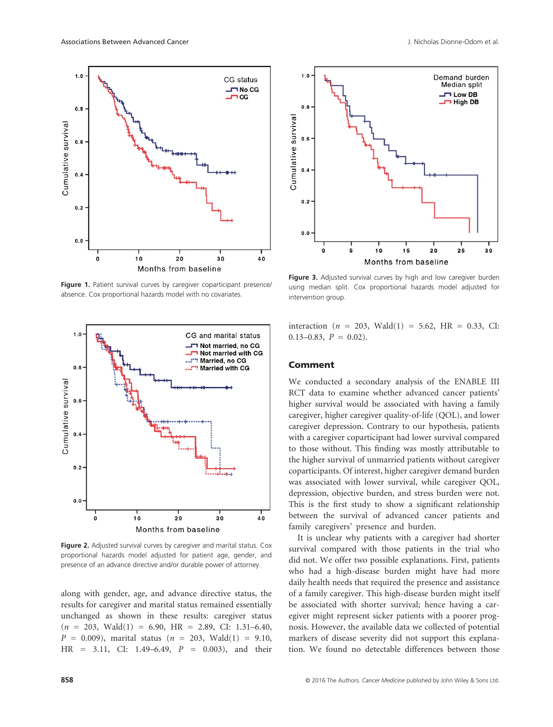Figure 1. Patient survival curves by caregiver coparticipant presence/absence. Cox proportional hazards model with no covariates.

Figure 2. Adjusted survival curves by caregiver and marital status. Cox proportional hazards model adjusted for patient age, gender, and presence of an advance directive and/or durable power of attorney.

along with gender, age, and advance directive status, the results for caregiver and marital status remained essentially unchanged as shown in these results: caregiver status ($n$ = 203, Wald(1) = 6.90, HR = 2.89, CI: 1.31–6.40, $P$ = 0.009), marital status ($n$ = 203, Wald(1) = 9.10, HR = 3.11, CI: 1.49–6.49, $P$ = 0.003), and their interaction ($n$ = 203, Wald(1) = 5.62, HR = 0.33, CI: 0.13–0.83, $P$ = 0.02).

Figure 3. Adjusted survival curves by high and low caregiver burden using median split. Cox proportional hazards model adjusted for intervention group.

## Comment

We conducted a secondary analysis of the ENABLE III RCT data to examine whether advanced cancer patients' higher survival would be associated with having a family caregiver, higher caregiver quality-of-life (QOL), and lower caregiver depression. Contrary to our hypothesis, patients with a caregiver coparticipant had lower survival compared to those without. This finding was mostly attributable to the higher survival of unmarried patients without caregiver coparticipants. Of interest, higher caregiver demand burden was associated with lower survival, while caregiver QOL, depression, objective burden, and stress burden were not. This is the first study to show a significant relationship between the survival of advanced cancer patients and family caregivers' presence and burden.

It is unclear why patients with a caregiver had shorter survival compared with those patients in the trial who did not. We offer two possible explanations. First, patients who had a high-disease burden might have had more daily health needs that required the presence and assistance of a family caregiver. This high-disease burden might itself be associated with shorter survival; hence having a caregiver might represent sicker patients with a poorer prognosis. However, the available data we collected of potential markers of disease severity did not support this explanation. We found no detectable differences between those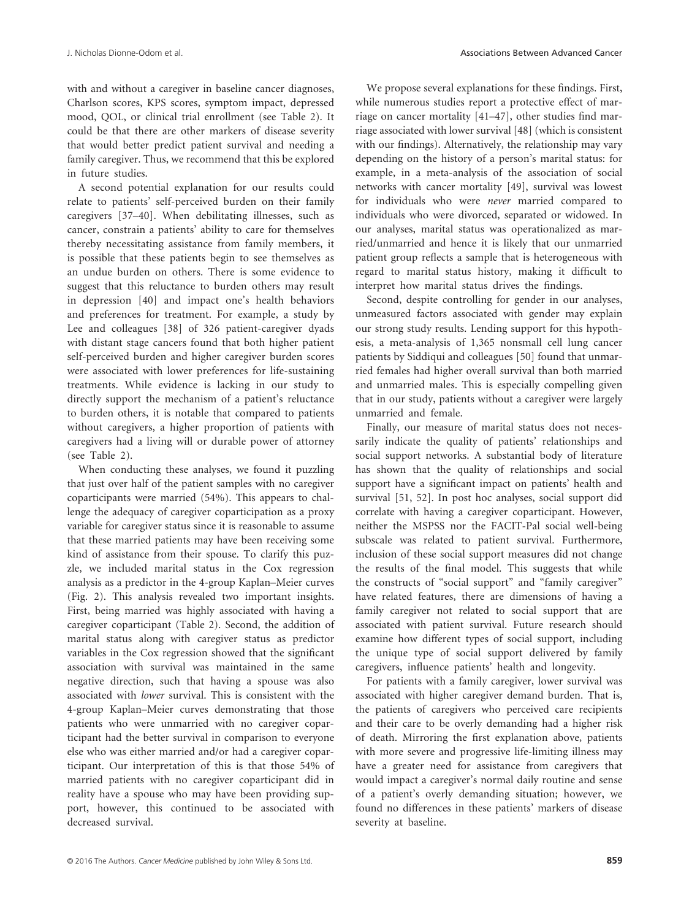with and without a caregiver in baseline cancer diagnoses, Charlson scores, KPS scores, symptom impact, depressed mood, QOL, or clinical trial enrollment (see Table 2). It could be that there are other markers of disease severity that would better predict patient survival and needing a family caregiver. Thus, we recommend that this be explored in future studies.

A second potential explanation for our results could relate to patients' self-perceived burden on their family caregivers [37–40]. When debilitating illnesses, such as cancer, constrain a patients' ability to care for themselves thereby necessitating assistance from family members, it is possible that these patients begin to see themselves as an undue burden on others. There is some evidence to suggest that this reluctance to burden others may result in depression [40] and impact one's health behaviors and preferences for treatment. For example, a study by Lee and colleagues [38] of 326 patient-caregiver dyads with distant stage cancers found that both higher patient self-perceived burden and higher caregiver burden scores were associated with lower preferences for life-sustaining treatments. While evidence is lacking in our study to directly support the mechanism of a patient's reluctance to burden others, it is notable that compared to patients without caregivers, a higher proportion of patients with caregivers had a living will or durable power of attorney (see Table 2).

When conducting these analyses, we found it puzzling that just over half of the patient samples with no caregiver coparticipants were married (54%). This appears to challenge the adequacy of caregiver coparticipation as a proxy variable for caregiver status since it is reasonable to assume that these married patients may have been receiving some kind of assistance from their spouse. To clarify this puzzle, we included marital status in the Cox regression analysis as a predictor in the 4-group Kaplan–Meier curves (Fig. 2). This analysis revealed two important insights. First, being married was highly associated with having a caregiver coparticipant (Table 2). Second, the addition of marital status along with caregiver status as predictor variables in the Cox regression showed that the significant association with survival was maintained in the same negative direction, such that having a spouse was also associated with *lower* survival. This is consistent with the 4-group Kaplan–Meier curves demonstrating that those patients who were unmarried with no caregiver coparticipant had the better survival in comparison to everyone else who was either married and/or had a caregiver coparticipant. Our interpretation of this is that those 54% of married patients with no caregiver coparticipant did in reality have a spouse who may have been providing support, however, this continued to be associated with decreased survival.

We propose several explanations for these findings. First, while numerous studies report a protective effect of marriage on cancer mortality [41–47], other studies find marriage associated with lower survival [48] (which is consistent with our findings). Alternatively, the relationship may vary depending on the history of a person's marital status: for example, in a meta-analysis of the association of social networks with cancer mortality [49], survival was lowest for individuals who were *never* married compared to individuals who were divorced, separated or widowed. In our analyses, marital status was operationalized as married/unmarried and hence it is likely that our unmarried patient group reflects a sample that is heterogeneous with regard to marital status history, making it difficult to interpret how marital status drives the findings.

Second, despite controlling for gender in our analyses, unmeasured factors associated with gender may explain our strong study results. Lending support for this hypothesis, a meta-analysis of 1,365 nonsmall cell lung cancer patients by Siddiqui and colleagues [50] found that unmarried females had higher overall survival than both married and unmarried males. This is especially compelling given that in our study, patients without a caregiver were largely unmarried and female.

Finally, our measure of marital status does not necessarily indicate the quality of patients' relationships and social support networks. A substantial body of literature has shown that the quality of relationships and social support have a significant impact on patients' health and survival [51, 52]. In post hoc analyses, social support did correlate with having a caregiver coparticipant. However, neither the MSPSS nor the FACIT-Pal social well-being subscale was related to patient survival. Furthermore, inclusion of these social support measures did not change the results of the final model. This suggests that while the constructs of "social support" and "family caregiver" have related features, there are dimensions of having a family caregiver not related to social support that are associated with patient survival. Future research should examine how different types of social support, including the unique type of social support delivered by family caregivers, influence patients' health and longevity.

For patients with a family caregiver, lower survival was associated with higher caregiver demand burden. That is, the patients of caregivers who perceived care recipients and their care to be overly demanding had a higher risk of death. Mirroring the first explanation above, patients with more severe and progressive life-limiting illness may have a greater need for assistance from caregivers that would impact a caregiver's normal daily routine and sense of a patient's overly demanding situation; however, we found no differences in these patients' markers of disease severity at baseline.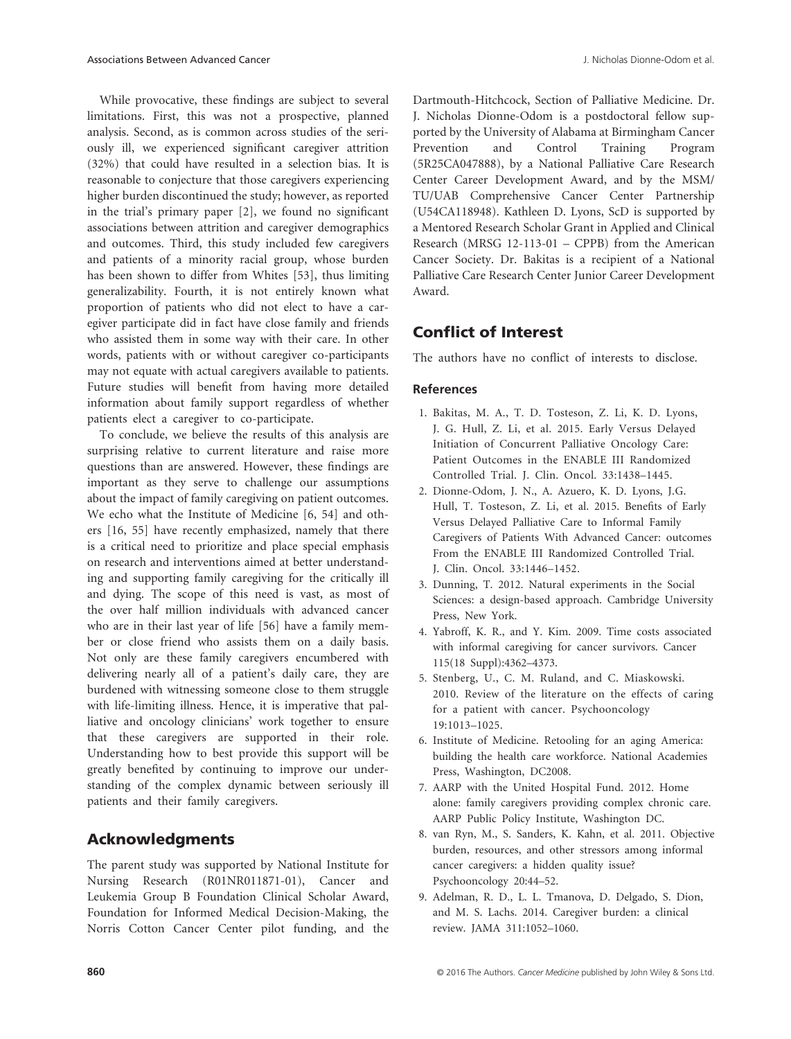While provocative, these findings are subject to several limitations. First, this was not a prospective, planned analysis. Second, as is common across studies of the seriously ill, we experienced significant caregiver attrition (32%) that could have resulted in a selection bias. It is reasonable to conjecture that those caregivers experiencing higher burden discontinued the study; however, as reported in the trial's primary paper [2], we found no significant associations between attrition and caregiver demographics and outcomes. Third, this study included few caregivers and patients of a minority racial group, whose burden has been shown to differ from Whites [53], thus limiting generalizability. Fourth, it is not entirely known what proportion of patients who did not elect to have a caregiver participate did in fact have close family and friends who assisted them in some way with their care. In other words, patients with or without caregiver co-participants may not equate with actual caregivers available to patients. Future studies will benefit from having more detailed information about family support regardless of whether patients elect a caregiver to co-participate.

To conclude, we believe the results of this analysis are surprising relative to current literature and raise more questions than are answered. However, these findings are important as they serve to challenge our assumptions about the impact of family caregiving on patient outcomes. We echo what the Institute of Medicine [6, 54] and others [16, 55] have recently emphasized, namely that there is a critical need to prioritize and place special emphasis on research and interventions aimed at better understanding and supporting family caregiving for the critically ill and dying. The scope of this need is vast, as most of the over half million individuals with advanced cancer who are in their last year of life [56] have a family member or close friend who assists them on a daily basis. Not only are these family caregivers encumbered with delivering nearly all of a patient's daily care, they are burdened with witnessing someone close to them struggle with life-limiting illness. Hence, it is imperative that palliative and oncology clinicians' work together to ensure that these caregivers are supported in their role. Understanding how to best provide this support will be greatly benefited by continuing to improve our understanding of the complex dynamic between seriously ill patients and their family caregivers.

## Acknowledgments

The parent study was supported by National Institute for Nursing Research (R01NR011871-01), Cancer and Leukemia Group B Foundation Clinical Scholar Award, Foundation for Informed Medical Decision-Making, the Norris Cotton Cancer Center pilot funding, and the Dartmouth-Hitchcock, Section of Palliative Medicine. Dr. J. Nicholas Dionne-Odom is a postdoctoral fellow supported by the University of Alabama at Birmingham Cancer Prevention and Control Training Program (5R25CA047888), by a National Palliative Care Research Center Career Development Award, and by the MSM/TU/UAB Comprehensive Cancer Center Partnership (U54CA118948). Kathleen D. Lyons, ScD is supported by a Mentored Research Scholar Grant in Applied and Clinical Research (MRSG 12-113-01 – CPPB) from the American Cancer Society. Dr. Bakitas is a recipient of a National Palliative Care Research Center Junior Career Development Award.

## Conflict of Interest

The authors have no conflict of interests to disclose.

### References

1. Bakitas, M. A., T. D. Tosteson, Z. Li, K. D. Lyons, J. G. Hull, Z. Li, et al. 2015. Early Versus Delayed Initiation of Concurrent Palliative Oncology Care: Patient Outcomes in the ENABLE III Randomized Controlled Trial. J. Clin. Oncol. 33:1438–1445.
2. Dionne-Odom, J. N., A. Azuero, K. D. Lyons, J.G. Hull, T. Tosteson, Z. Li, et al. 2015. Benefits of Early Versus Delayed Palliative Care to Informal Family Caregivers of Patients With Advanced Cancer: outcomes From the ENABLE III Randomized Controlled Trial. J. Clin. Oncol. 33:1446–1452.
3. Dunning, T. 2012. Natural experiments in the Social Sciences: a design-based approach. Cambridge University Press, New York.
4. Yabroff, K. R., and Y. Kim. 2009. Time costs associated with informal caregiving for cancer survivors. Cancer 115(18 Suppl):4362–4373.
5. Stenberg, U., C. M. Ruland, and C. Miaskowski. 2010. Review of the literature on the effects of caring for a patient with cancer. Psychooncology 19:1013–1025.
6. Institute of Medicine. Retooling for an aging America: building the health care workforce. National Academies Press, Washington, DC2008.
7. AARP with the United Hospital Fund. 2012. Home alone: family caregivers providing complex chronic care. AARP Public Policy Institute, Washington DC.
8. van Ryn, M., S. Sanders, K. Kahn, et al. 2011. Objective burden, resources, and other stressors among informal cancer caregivers: a hidden quality issue? Psychooncology 20:44–52.
9. Adelman, R. D., L. L. Tmanova, D. Delgado, S. Dion, and M. S. Lachs. 2014. Caregiver burden: a clinical review. JAMA 311:1052–1060.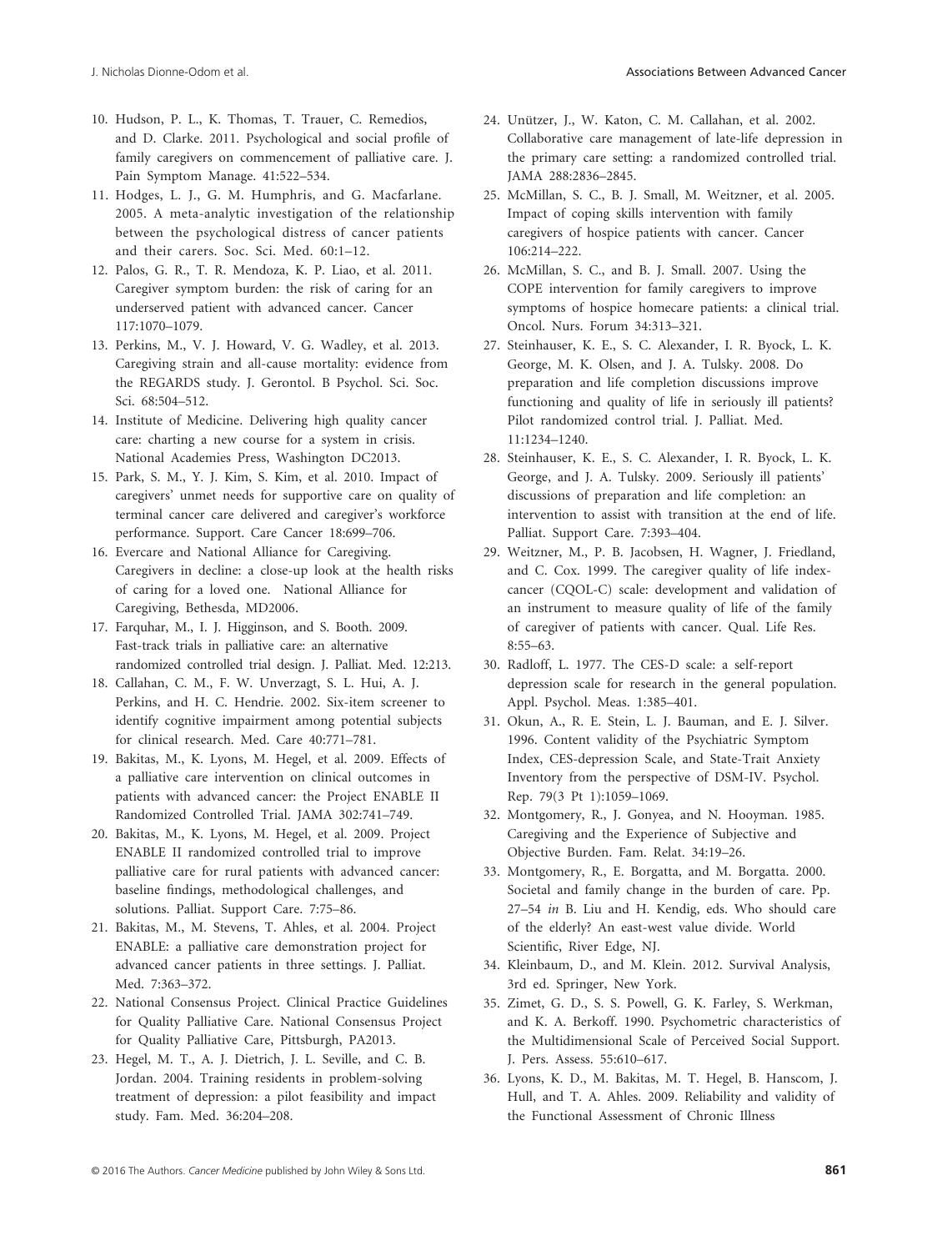10. Hudson, P. L., K. Thomas, T. Trauer, C. Remedios, and D. Clarke. 2011. Psychological and social profile of family caregivers on commencement of palliative care. J. Pain Symptom Manage. 41:522–534.
11. Hodges, L. J., G. M. Humphris, and G. Macfarlane. 2005. A meta-analytic investigation of the relationship between the psychological distress of cancer patients and their carers. Soc. Sci. Med. 60:1–12.
12. Palos, G. R., T. R. Mendoza, K. P. Liao, et al. 2011. Caregiver symptom burden: the risk of caring for an underserved patient with advanced cancer. Cancer 117:1070–1079.
13. Perkins, M., V. J. Howard, V. G. Wadley, et al. 2013. Caregiving strain and all-cause mortality: evidence from the REGARDS study. J. Gerontol. B Psychol. Sci. Soc. Sci. 68:504–512.
14. Institute of Medicine. Delivering high quality cancer care: charting a new course for a system in crisis. National Academies Press, Washington DC2013.
15. Park, S. M., Y. J. Kim, S. Kim, et al. 2010. Impact of caregivers' unmet needs for supportive care on quality of terminal cancer care delivered and caregiver's workforce performance. Support. Care Cancer 18:699–706.
16. Evercare and National Alliance for Caregiving. Caregivers in decline: a close-up look at the health risks of caring for a loved one. National Alliance for Caregiving, Bethesda, MD2006.
17. Farquhar, M., I. J. Higginson, and S. Booth. 2009. Fast-track trials in palliative care: an alternative randomized controlled trial design. J. Palliat. Med. 12:213.
18. Callahan, C. M., F. W. Unverzagt, S. L. Hui, A. J. Perkins, and H. C. Hendrie. 2002. Six-item screener to identify cognitive impairment among potential subjects for clinical research. Med. Care 40:771–781.
19. Bakitas, M., K. Lyons, M. Hegel, et al. 2009. Effects of a palliative care intervention on clinical outcomes in patients with advanced cancer: the Project ENABLE II Randomized Controlled Trial. JAMA 302:741–749.
20. Bakitas, M., K. Lyons, M. Hegel, et al. 2009. Project ENABLE II randomized controlled trial to improve palliative care for rural patients with advanced cancer: baseline findings, methodological challenges, and solutions. Palliat. Support Care. 7:75–86.
21. Bakitas, M., M. Stevens, T. Ahles, et al. 2004. Project ENABLE: a palliative care demonstration project for advanced cancer patients in three settings. J. Palliat. Med. 7:363–372.
22. National Consensus Project. Clinical Practice Guidelines for Quality Palliative Care. National Consensus Project for Quality Palliative Care, Pittsburgh, PA2013.
23. Hegel, M. T., A. J. Dietrich, J. L. Seville, and C. B. Jordan. 2004. Training residents in problem-solving treatment of depression: a pilot feasibility and impact study. Fam. Med. 36:204–208.
24. Unützer, J., W. Katon, C. M. Callahan, et al. 2002. Collaborative care management of late-life depression in the primary care setting: a randomized controlled trial. JAMA 288:2836–2845.
25. McMillan, S. C., B. J. Small, M. Weitzner, et al. 2005. Impact of coping skills intervention with family caregivers of hospice patients with cancer. Cancer 106:214–222.
26. McMillan, S. C., and B. J. Small. 2007. Using the COPE intervention for family caregivers to improve symptoms of hospice homecare patients: a clinical trial. Oncol. Nurs. Forum 34:313–321.
27. Steinhauser, K. E., S. C. Alexander, I. R. Byock, L. K. George, M. K. Olsen, and J. A. Tulsky. 2008. Do preparation and life completion discussions improve functioning and quality of life in seriously ill patients? Pilot randomized control trial. J. Palliat. Med. 11:1234–1240.
28. Steinhauser, K. E., S. C. Alexander, I. R. Byock, L. K. George, and J. A. Tulsky. 2009. Seriously ill patients' discussions of preparation and life completion: an intervention to assist with transition at the end of life. Palliat. Support Care. 7:393–404.
29. Weitzner, M., P. B. Jacobsen, H. Wagner, J. Friedland, and C. Cox. 1999. The caregiver quality of life index-cancer (CQOL-C) scale: development and validation of an instrument to measure quality of life of the family of caregiver of patients with cancer. Qual. Life Res. 8:55–63.
30. Radloff, L. 1977. The CES-D scale: a self-report depression scale for research in the general population. Appl. Psychol. Meas. 1:385–401.
31. Okun, A., R. E. Stein, L. J. Bauman, and E. J. Silver. 1996. Content validity of the Psychiatric Symptom Index, CES-depression Scale, and State-Trait Anxiety Inventory from the perspective of DSM-IV. Psychol. Rep. 79(3 Pt 1):1059–1069.
32. Montgomery, R., J. Gonyea, and N. Hooyman. 1985. Caregiving and the Experience of Subjective and Objective Burden. Fam. Relat. 34:19–26.
33. Montgomery, R., E. Borgatta, and M. Borgatta. 2000. Societal and family change in the burden of care. Pp. 27–54 *in* B. Liu and H. Kendig, eds. Who should care of the elderly? An east-west value divide. World Scientific, River Edge, NJ.
34. Kleinbaum, D., and M. Klein. 2012. Survival Analysis, 3rd ed. Springer, New York.
35. Zimet, G. D., S. S. Powell, G. K. Farley, S. Werkman, and K. A. Berkoff. 1990. Psychometric characteristics of the Multidimensional Scale of Perceived Social Support. J. Pers. Assess. 55:610–617.
36. Lyons, K. D., M. Bakitas, M. T. Hegel, B. Hanscom, J. Hull, and T. A. Ahles. 2009. Reliability and validity of the Functional Assessment of Chronic Illness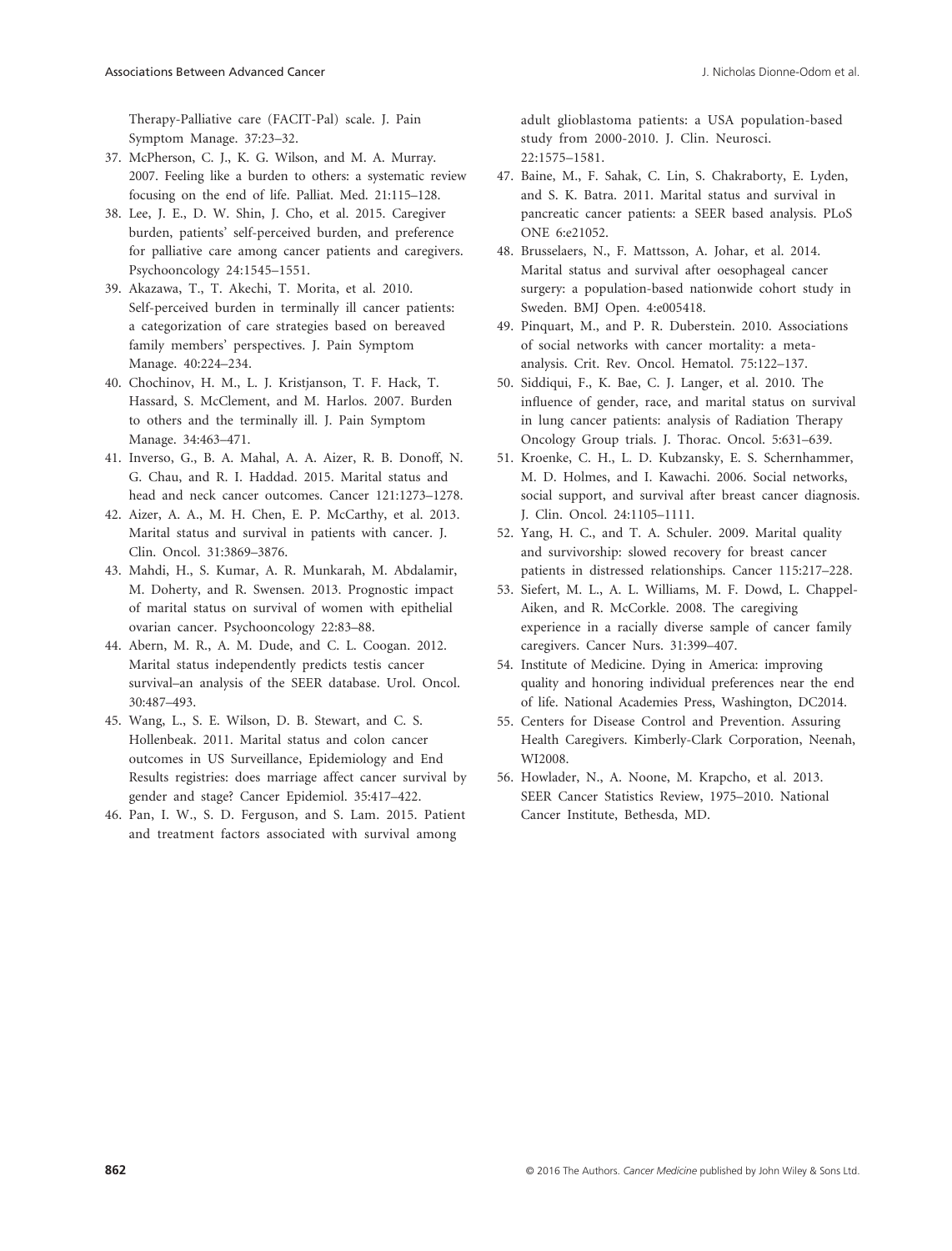Therapy-Palliative care (FACIT-Pal) scale. J. Pain Symptom Manage. 37:23–32.

37. McPherson, C. J., K. G. Wilson, and M. A. Murray. 2007. Feeling like a burden to others: a systematic review focusing on the end of life. Palliat. Med. 21:115–128.
38. Lee, J. E., D. W. Shin, J. Cho, et al. 2015. Caregiver burden, patients' self-perceived burden, and preference for palliative care among cancer patients and caregivers. Psychooncology 24:1545–1551.
39. Akazawa, T., T. Akechi, T. Morita, et al. 2010. Self-perceived burden in terminally ill cancer patients: a categorization of care strategies based on bereaved family members' perspectives. J. Pain Symptom Manage. 40:224–234.
40. Chochinov, H. M., L. J. Kristjanson, T. F. Hack, T. Hassard, S. McClement, and M. Harlos. 2007. Burden to others and the terminally ill. J. Pain Symptom Manage. 34:463–471.
41. Inverso, G., B. A. Mahal, A. A. Aizer, R. B. Donoff, N. G. Chau, and R. I. Haddad. 2015. Marital status and head and neck cancer outcomes. Cancer 121:1273–1278.
42. Aizer, A. A., M. H. Chen, E. P. McCarthy, et al. 2013. Marital status and survival in patients with cancer. J. Clin. Oncol. 31:3869–3876.
43. Mahdi, H., S. Kumar, A. R. Munkarah, M. Abdalamir, M. Doherty, and R. Swensen. 2013. Prognostic impact of marital status on survival of women with epithelial ovarian cancer. Psychooncology 22:83–88.
44. Abern, M. R., A. M. Dude, and C. L. Coogan. 2012. Marital status independently predicts testis cancer survival–an analysis of the SEER database. Urol. Oncol. 30:487–493.
45. Wang, L., S. E. Wilson, D. B. Stewart, and C. S. Hollenbeak. 2011. Marital status and colon cancer outcomes in US Surveillance, Epidemiology and End Results registries: does marriage affect cancer survival by gender and stage? Cancer Epidemiol. 35:417–422.
46. Pan, I. W., S. D. Ferguson, and S. Lam. 2015. Patient and treatment factors associated with survival among adult glioblastoma patients: a USA population-based study from 2000-2010. J. Clin. Neurosci. 22:1575–1581.
47. Baine, M., F. Sahak, C. Lin, S. Chakraborty, E. Lyden, and S. K. Batra. 2011. Marital status and survival in pancreatic cancer patients: a SEER based analysis. PLoS ONE 6:e21052.
48. Brusselaers, N., F. Mattsson, A. Johar, et al. 2014. Marital status and survival after oesophageal cancer surgery: a population-based nationwide cohort study in Sweden. BMJ Open. 4:e005418.
49. Pinquart, M., and P. R. Duberstein. 2010. Associations of social networks with cancer mortality: a meta-analysis. Crit. Rev. Oncol. Hematol. 75:122–137.
50. Siddiqui, F., K. Bae, C. J. Langer, et al. 2010. The influence of gender, race, and marital status on survival in lung cancer patients: analysis of Radiation Therapy Oncology Group trials. J. Thorac. Oncol. 5:631–639.
51. Kroenke, C. H., L. D. Kubzansky, E. S. Schernhammer, M. D. Holmes, and I. Kawachi. 2006. Social networks, social support, and survival after breast cancer diagnosis. J. Clin. Oncol. 24:1105–1111.
52. Yang, H. C., and T. A. Schuler. 2009. Marital quality and survivorship: slowed recovery for breast cancer patients in distressed relationships. Cancer 115:217–228.
53. Siefert, M. L., A. L. Williams, M. F. Dowd, L. Chappel-Aiken, and R. McCorkle. 2008. The caregiving experience in a racially diverse sample of cancer family caregivers. Cancer Nurs. 31:399–407.
54. Institute of Medicine. Dying in America: improving quality and honoring individual preferences near the end of life. National Academies Press, Washington, DC2014.
55. Centers for Disease Control and Prevention. Assuring Health Caregivers. Kimberly-Clark Corporation, Neenah, WI2008.
56. Howlader, N., A. Noone, M. Krapcho, et al. 2013. SEER Cancer Statistics Review, 1975–2010. National Cancer Institute, Bethesda, MD.